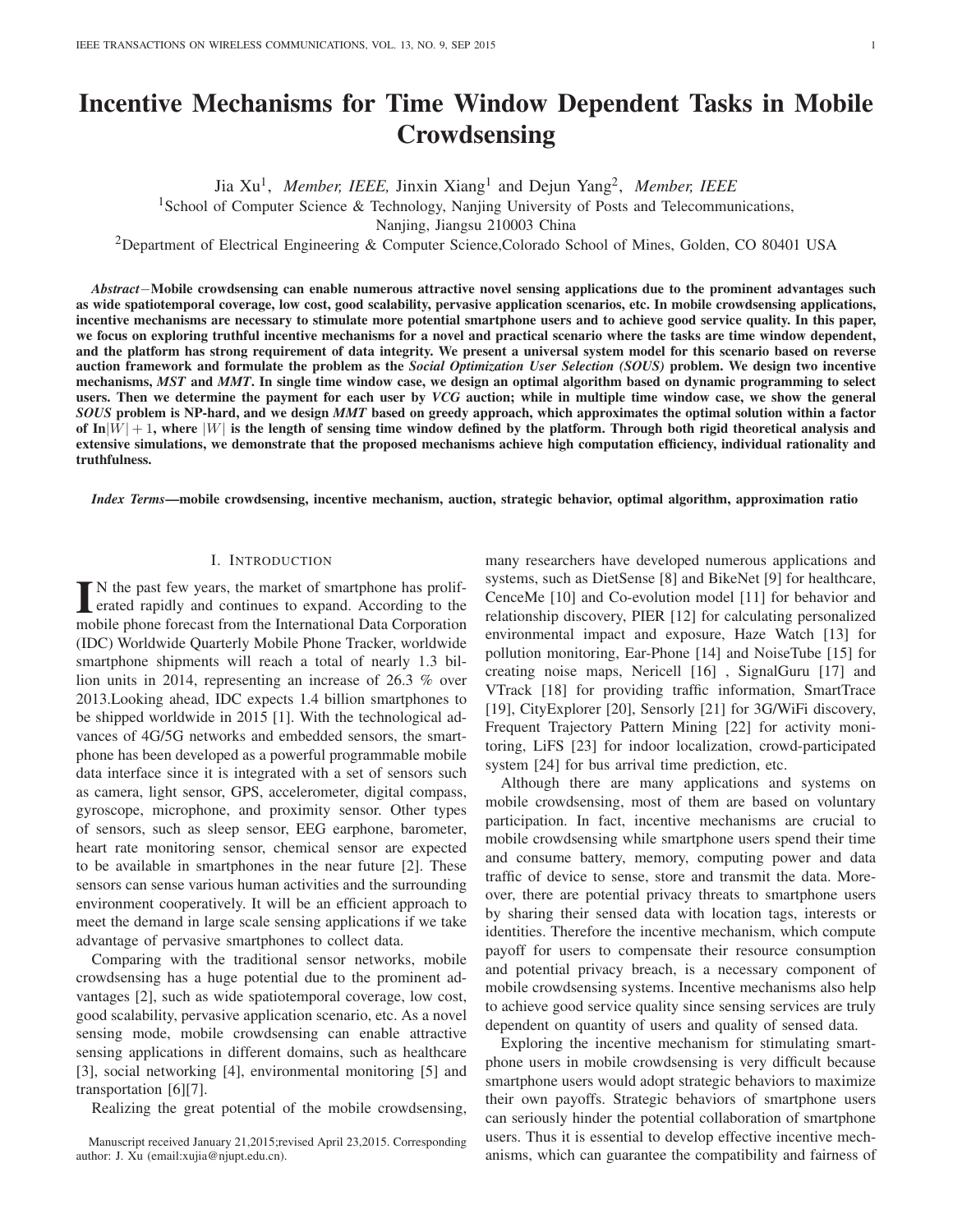# Incentive Mechanisms for Time Window Dependent Tasks in Mobile Crowdsensing

Jia Xu[1], *Member, IEEE,* Jinxin Xiang[1] and Dejun Yang[2], *Member, IEEE*

[1]School of Computer Science & Technology, Nanjing University of Posts and Telecommunications, Nanjing, Jiangsu 210003 China

[2]Department of Electrical Engineering & Computer Science,Colorado School of Mines, Golden, CO 80401 USA

***Abstract*—Mobile crowdsensing can enable numerous attractive novel sensing applications due to the prominent advantages such as wide spatiotemporal coverage, low cost, good scalability, pervasive application scenarios, etc. In mobile crowdsensing applications, incentive mechanisms are necessary to stimulate more potential smartphone users and to achieve good service quality. In this paper, we focus on exploring truthful incentive mechanisms for a novel and practical scenario where the tasks are time window dependent, and the platform has strong requirement of data integrity. We present a universal system model for this scenario based on reverse auction framework and formulate the problem as the *Social Optimization User Selection (SOUS)* problem. We design two incentive mechanisms, *MST* and *MMT*. In single time window case, we design an optimal algorithm based on dynamic programming to select users. Then we determine the payment for each user by *VCG* auction; while in multiple time window case, we show the general *SOUS* problem is NP-hard, and we design *MMT* based on greedy approach, which approximates the optimal solution within a factor of In$|W|+1$, where $|W|$ is the length of sensing time window defined by the platform. Through both rigid theoretical analysis and extensive simulations, we demonstrate that the proposed mechanisms achieve high computation efficiency, individual rationality and truthfulness.**

***Index Terms*—mobile crowdsensing, incentive mechanism, auction, strategic behavior, optimal algorithm, approximation ratio**

## I. Introduction

In the past few years, the market of smartphone has proliferated rapidly and continues to expand. According to the mobile phone forecast from the International Data Corporation (IDC) Worldwide Quarterly Mobile Phone Tracker, worldwide smartphone shipments will reach a total of nearly 1.3 billion units in 2014, representing an increase of 26.3 % over 2013.Looking ahead, IDC expects 1.4 billion smartphones to be shipped worldwide in 2015 [1]. With the technological advances of 4G/5G networks and embedded sensors, the smartphone has been developed as a powerful programmable mobile data interface since it is integrated with a set of sensors such as camera, light sensor, GPS, accelerometer, digital compass, gyroscope, microphone, and proximity sensor. Other types of sensors, such as sleep sensor, EEG earphone, barometer, heart rate monitoring sensor, chemical sensor are expected to be available in smartphones in the near future [2]. These sensors can sense various human activities and the surrounding environment cooperatively. It will be an efficient approach to meet the demand in large scale sensing applications if we take advantage of pervasive smartphones to collect data.

Comparing with the traditional sensor networks, mobile crowdsensing has a huge potential due to the prominent advantages [2], such as wide spatiotemporal coverage, low cost, good scalability, pervasive application scenario, etc. As a novel sensing mode, mobile crowdsensing can enable attractive sensing applications in different domains, such as healthcare [3], social networking [4], environmental monitoring [5] and transportation [6][7].

Realizing the great potential of the mobile crowdsensing, many researchers have developed numerous applications and systems, such as DietSense [8] and BikeNet [9] for healthcare, CenceMe [10] and Co-evolution model [11] for behavior and relationship discovery, PIER [12] for calculating personalized environmental impact and exposure, Haze Watch [13] for pollution monitoring, Ear-Phone [14] and NoiseTube [15] for creating noise maps, Nericell [16] , SignalGuru [17] and VTrack [18] for providing traffic information, SmartTrace [19], CityExplorer [20], Sensorly [21] for 3G/WiFi discovery, Frequent Trajectory Pattern Mining [22] for activity monitoring, LiFS [23] for indoor localization, crowd-participated system [24] for bus arrival time prediction, etc.

Although there are many applications and systems on mobile crowdsensing, most of them are based on voluntary participation. In fact, incentive mechanisms are crucial to mobile crowdsensing while smartphone users spend their time and consume battery, memory, computing power and data traffic of device to sense, store and transmit the data. Moreover, there are potential privacy threats to smartphone users by sharing their sensed data with location tags, interests or identities. Therefore the incentive mechanism, which compute payoff for users to compensate their resource consumption and potential privacy breach, is a necessary component of mobile crowdsensing systems. Incentive mechanisms also help to achieve good service quality since sensing services are truly dependent on quantity of users and quality of sensed data.

Exploring the incentive mechanism for stimulating smartphone users in mobile crowdsensing is very difficult because smartphone users would adopt strategic behaviors to maximize their own payoffs. Strategic behaviors of smartphone users can seriously hinder the potential collaboration of smartphone users. Thus it is essential to develop effective incentive mechanisms, which can guarantee the compatibility and fairness of

Manuscript received January 21,2015;revised April 23,2015. Corresponding author: J. Xu (email:xujia@njupt.edu.cn).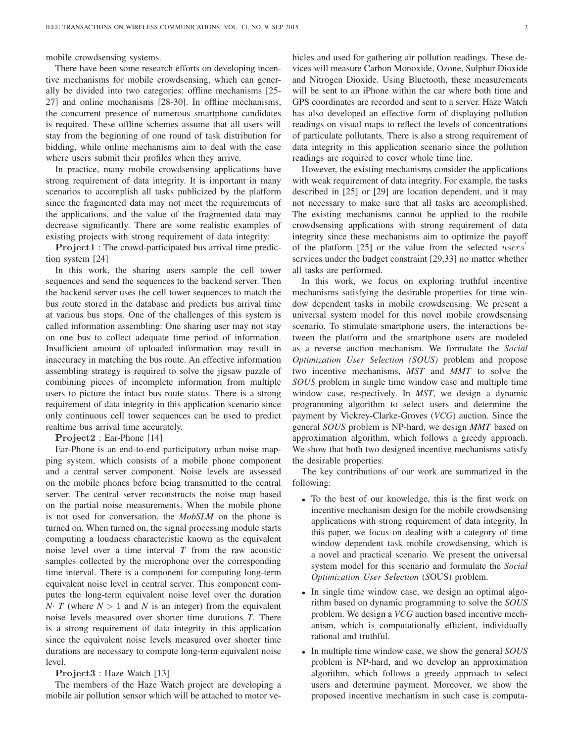mobile crowdsensing systems.

There have been some research efforts on developing incentive mechanisms for mobile crowdsensing, which can generally be divided into two categories: offline mechanisms [25-27] and online mechanisms [28-30]. In offline mechanisms, the concurrent presence of numerous smartphone candidates is required. These offline schemes assume that all users will stay from the beginning of one round of task distribution for bidding, while online mechanisms aim to deal with the case where users submit their profiles when they arrive.

In practice, many mobile crowdsensing applications have strong requirement of data integrity. It is important in many scenarios to accomplish all tasks publicized by the platform since the fragmented data may not meet the requirements of the applications, and the value of the fragmented data may decrease significantly. There are some realistic examples of existing projects with strong requirement of data integrity:

**Project1** : The crowd-participated bus arrival time prediction system [24]

In this work, the sharing users sample the cell tower sequences and send the sequences to the backend server. Then the backend server uses the cell tower sequences to match the bus route stored in the database and predicts bus arrival time at various bus stops. One of the challenges of this system is called information assembling: One sharing user may not stay on one bus to collect adequate time period of information. Insufficient amount of uploaded information may result in inaccuracy in matching the bus route. An effective information assembling strategy is required to solve the jigsaw puzzle of combining pieces of incomplete information from multiple users to picture the intact bus route status. There is a strong requirement of data integrity in this application scenario since only continuous cell tower sequences can be used to predict realtime bus arrival time accurately.

**Project2** : Ear-Phone [14]

Ear-Phone is an end-to-end participatory urban noise mapping system, which consists of a mobile phone component and a central server component. Noise levels are assessed on the mobile phones before being transmitted to the central server. The central server reconstructs the noise map based on the partial noise measurements. When the mobile phone is not used for conversation, the *MobSLM* on the phone is turned on. When turned on, the signal processing module starts computing a loudness characteristic known as the equivalent noise level over a time interval $T$ from the raw acoustic samples collected by the microphone over the corresponding time interval. There is a component for computing long-term equivalent noise level in central server. This component computes the long-term equivalent noise level over the duration $N \cdot T$ (where $N > 1$ and $N$ is an integer) from the equivalent noise levels measured over shorter time durations $T$. There is a strong requirement of data integrity in this application since the equivalent noise levels measured over shorter time durations are necessary to compute long-term equivalent noise level.

**Project3** : Haze Watch [13]

The members of the Haze Watch project are developing a mobile air pollution sensor which will be attached to motor vehicles and used for gathering air pollution readings. These devices will measure Carbon Monoxide, Ozone, Sulphur Dioxide and Nitrogen Dioxide. Using Bluetooth, these measurements will be sent to an iPhone within the car where both time and GPS coordinates are recorded and sent to a server. Haze Watch has also developed an effective form of displaying pollution readings on visual maps to reflect the levels of concentrations of particulate pollutants. There is also a strong requirement of data integrity in this application scenario since the pollution readings are required to cover whole time line.

However, the existing mechanisms consider the applications with weak requirement of data integrity. For example, the tasks described in [25] or [29] are location dependent, and it may not necessary to make sure that all tasks are accomplished. The existing mechanisms cannot be applied to the mobile crowdsensing applications with strong requirement of data integrity since these mechanisms aim to optimize the payoff of the platform [25] or the value from the selected $users'$ services under the budget constraint [29,33] no matter whether all tasks are performed.

In this work, we focus on exploring truthful incentive mechanisms satisfying the desirable properties for time window dependent tasks in mobile crowdsensing. We present a universal system model for this novel mobile crowdsensing scenario. To stimulate smartphone users, the interactions between the platform and the smartphone users are modeled as a reverse auction mechanism. We formulate the *Social Optimization User Selection (SOUS)* problem and propose two incentive mechanisms, *MST* and *MMT* to solve the *SOUS* problem in single time window case and multiple time window case, respectively. In *MST*, we design a dynamic programming algorithm to select users and determine the payment by Vickrey-Clarke-Groves (*VCG*) auction. Since the general *SOUS* problem is NP-hard, we design *MMT* based on approximation algorithm, which follows a greedy approach. We show that both two designed incentive mechanisms satisfy the desirable properties.

The key contributions of our work are summarized in the following:

- To the best of our knowledge, this is the first work on incentive mechanism design for the mobile crowdsensing applications with strong requirement of data integrity. In this paper, we focus on dealing with a category of time window dependent task mobile crowdsensing, which is a novel and practical scenario. We present the universal system model for this scenario and formulate the *Social Optimization User Selection* (*S*OUS) problem.
- In single time window case, we design an optimal algorithm based on dynamic programming to solve the *SOUS* problem. We design a *VCG* auction based incentive mechanism, which is computationally efficient, individually rational and truthful.
- In multiple time window case, we show the general *SOUS* problem is NP-hard, and we develop an approximation algorithm, which follows a greedy approach to select users and determine payment. Moreover, we show the proposed incentive mechanism in such case is computa-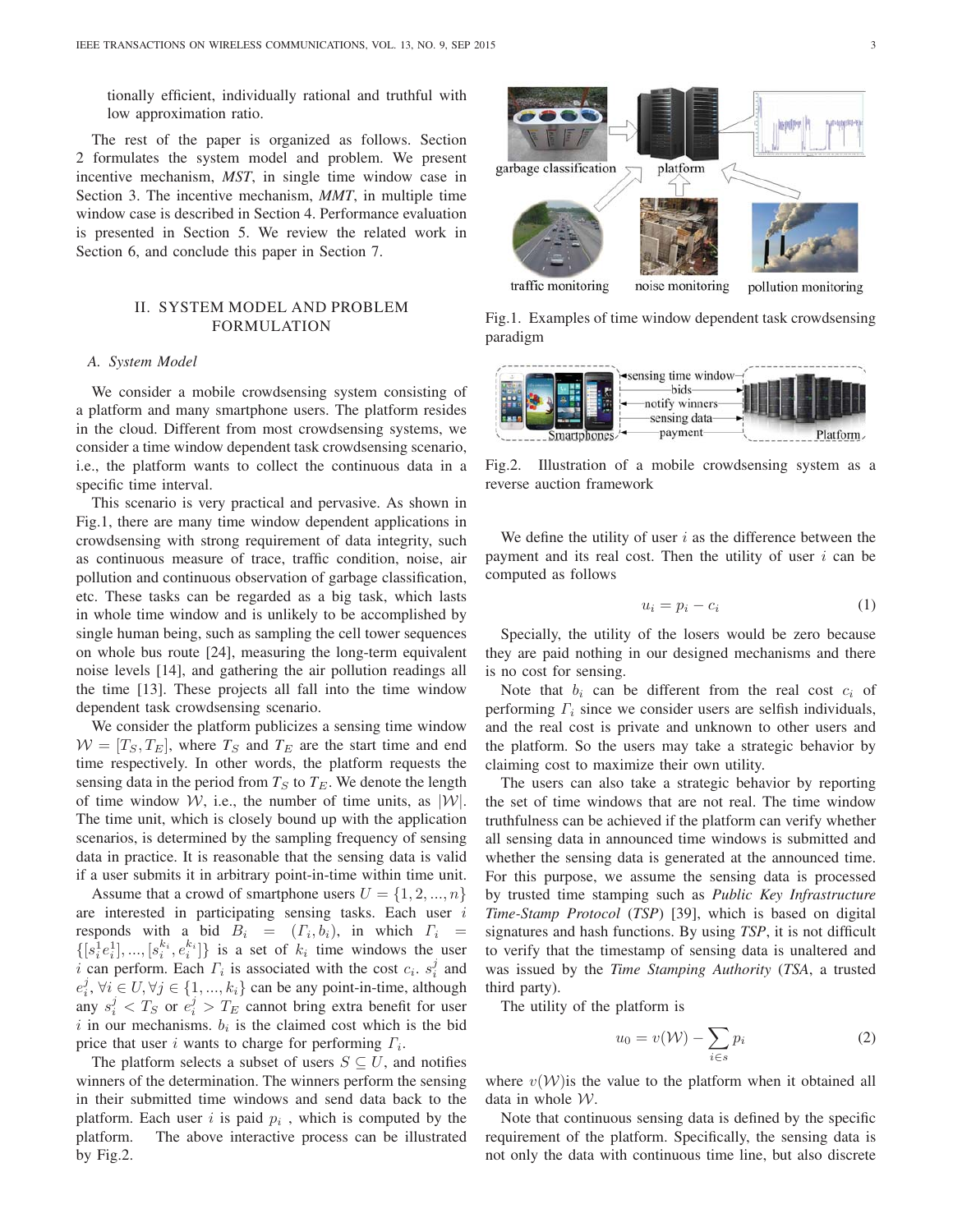tionally efficient, individually rational and truthful with low approximation ratio.

The rest of the paper is organized as follows. Section 2 formulates the system model and problem. We present incentive mechanism, *MST*, in single time window case in Section 3. The incentive mechanism, *MMT*, in multiple time window case is described in Section 4. Performance evaluation is presented in Section 5. We review the related work in Section 6, and conclude this paper in Section 7.

## II. System Model and Problem Formulation

### A. System Model

We consider a mobile crowdsensing system consisting of a platform and many smartphone users. The platform resides in the cloud. Different from most crowdsensing systems, we consider a time window dependent task crowdsensing scenario, i.e., the platform wants to collect the continuous data in a specific time interval.

This scenario is very practical and pervasive. As shown in Fig.1, there are many time window dependent applications in crowdsensing with strong requirement of data integrity, such as continuous measure of trace, traffic condition, noise, air pollution and continuous observation of garbage classification, etc. These tasks can be regarded as a big task, which lasts in whole time window and is unlikely to be accomplished by single human being, such as sampling the cell tower sequences on whole bus route [24], measuring the long-term equivalent noise levels [14], and gathering the air pollution readings all the time [13]. These projects all fall into the time window dependent task crowdsensing scenario.

We consider the platform publicizes a sensing time window $\mathcal{W} = [T_S, T_E]$, where $T_S$ and $T_E$ are the start time and end time respectively. In other words, the platform requests the sensing data in the period from $T_S$ to $T_E$. We denote the length of time window $\mathcal{W}$, i.e., the number of time units, as $|\mathcal{W}|$. The time unit, which is closely bound up with the application scenarios, is determined by the sampling frequency of sensing data in practice. It is reasonable that the sensing data is valid if a user submits it in arbitrary point-in-time within time unit.

Assume that a crowd of smartphone users $U = \{1, 2, ..., n\}$ are interested in participating sensing tasks. Each user $i$ responds with a bid $B_i = (\Gamma_i, b_i)$, in which $\Gamma_i = \{[s_i^1 e_i^1], ..., [s_i^{k_i}, e_i^{k_i}]\}$ is a set of $k_i$ time windows the user $i$ can perform. Each $\Gamma_i$ is associated with the cost $c_i$. $s_i^j$ and $e_i^j, \forall i \in U, \forall j \in \{1, ..., k_i\}$ can be any point-in-time, although any $s_i^j < T_S$ or $e_i^j > T_E$ cannot bring extra benefit for user $i$ in our mechanisms. $b_i$ is the claimed cost which is the bid price that user $i$ wants to charge for performing $\Gamma_i$.

The platform selects a subset of users $S \subseteq U$, and notifies winners of the determination. The winners perform the sensing in their submitted time windows and send data back to the platform. Each user $i$ is paid $p_i$, which is computed by the platform. The above interactive process can be illustrated by Fig.2.

Fig.1. Examples of time window dependent task crowdsensing paradigm

Fig.2. Illustration of a mobile crowdsensing system as a reverse auction framework

We define the utility of user $i$ as the difference between the payment and its real cost. Then the utility of user $i$ can be computed as follows

$$u_i = p_i - c_i \tag{1}$$

Specially, the utility of the losers would be zero because they are paid nothing in our designed mechanisms and there is no cost for sensing.

Note that $b_i$ can be different from the real cost $c_i$ of performing $\Gamma_i$ since we consider users are selfish individuals, and the real cost is private and unknown to other users and the platform. So the users may take a strategic behavior by claiming cost to maximize their own utility.

The users can also take a strategic behavior by reporting the set of time windows that are not real. The time window truthfulness can be achieved if the platform can verify whether all sensing data in announced time windows is submitted and whether the sensing data is generated at the announced time. For this purpose, we assume the sensing data is processed by trusted time stamping such as *Public Key Infrastructure Time-Stamp Protocol* (*TSP*) [39], which is based on digital signatures and hash functions. By using *TSP*, it is not difficult to verify that the timestamp of sensing data is unaltered and was issued by the *Time Stamping Authority* (*TSA*, a trusted third party).

The utility of the platform is

$$u_0 = v(\mathcal{W}) - \sum_{i \in s} p_i \tag{2}$$

where $v(\mathcal{W})$is the value to the platform when it obtained all data in whole $\mathcal{W}$.

Note that continuous sensing data is defined by the specific requirement of the platform. Specifically, the sensing data is not only the data with continuous time line, but also discrete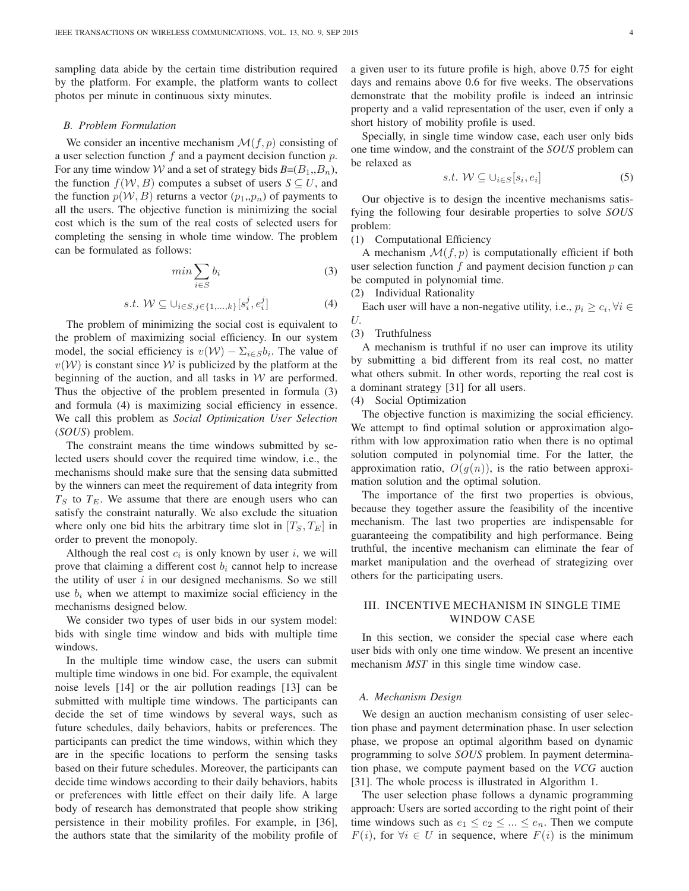sampling data abide by the certain time distribution required by the platform. For example, the platform wants to collect photos per minute in continuous sixty minutes.

### B. Problem Formulation

We consider an incentive mechanism $\mathcal{M}(f, p)$ consisting of a user selection function $f$ and a payment decision function $p$. For any time window $\mathcal{W}$ and a set of strategy bids $B$=($B_1$,,$B_n$), the function $f(\mathcal{W}, B)$ computes a subset of users $S \subseteq U$, and the function $p(\mathcal{W}, B)$ returns a vector ($p_1$,,$p_n$) of payments to all the users. The objective function is minimizing the social cost which is the sum of the real costs of selected users for completing the sensing in whole time window. The problem can be formulated as follows:

$$min \sum_{i \in S} b_i \tag{3}$$

$$s.t.\ \mathcal{W} \subseteq \cup_{i \in S, j \in \{1,...,k\}} [s_i^j, e_i^j] \tag{4}$$

The problem of minimizing the social cost is equivalent to the problem of maximizing social efficiency. In our system model, the social efficiency is $v(\mathcal{W}) - \Sigma_{i \in S} b_i$. The value of $v(\mathcal{W})$ is constant since $\mathcal{W}$ is publicized by the platform at the beginning of the auction, and all tasks in $\mathcal{W}$ are performed. Thus the objective of the problem presented in formula (3) and formula (4) is maximizing social efficiency in essence. We call this problem as *Social Optimization User Selection* (*SOUS*) problem.

The constraint means the time windows submitted by selected users should cover the required time window, i.e., the mechanisms should make sure that the sensing data submitted by the winners can meet the requirement of data integrity from $T_S$ to $T_E$. We assume that there are enough users who can satisfy the constraint naturally. We also exclude the situation where only one bid hits the arbitrary time slot in $[T_S, T_E]$ in order to prevent the monopoly.

Although the real cost $c_i$ is only known by user $i$, we will prove that claiming a different cost $b_i$ cannot help to increase the utility of user $i$ in our designed mechanisms. So we still use $b_i$ when we attempt to maximize social efficiency in the mechanisms designed below.

We consider two types of user bids in our system model: bids with single time window and bids with multiple time windows.

In the multiple time window case, the users can submit multiple time windows in one bid. For example, the equivalent noise levels [14] or the air pollution readings [13] can be submitted with multiple time windows. The participants can decide the set of time windows by several ways, such as future schedules, daily behaviors, habits or preferences. The participants can predict the time windows, within which they are in the specific locations to perform the sensing tasks based on their future schedules. Moreover, the participants can decide time windows according to their daily behaviors, habits or preferences with little effect on their daily life. A large body of research has demonstrated that people show striking persistence in their mobility profiles. For example, in [36], the authors state that the similarity of the mobility profile of a given user to its future profile is high, above 0.75 for eight days and remains above 0.6 for five weeks. The observations demonstrate that the mobility profile is indeed an intrinsic property and a valid representation of the user, even if only a short history of mobility profile is used.

Specially, in single time window case, each user only bids one time window, and the constraint of the *SOUS* problem can be relaxed as

$$s.t.\ \mathcal{W} \subseteq \cup_{i \in S} [s_i, e_i] \tag{5}$$

Our objective is to design the incentive mechanisms satisfying the following four desirable properties to solve *SOUS* problem:

(1) Computational Efficiency

A mechanism $\mathcal{M}(f, p)$ is computationally efficient if both user selection function $f$ and payment decision function $p$ can be computed in polynomial time.

(2) Individual Rationality

Each user will have a non-negative utility, i.e., $p_i \geq c_i, \forall i \in U$.

(3) Truthfulness

A mechanism is truthful if no user can improve its utility by submitting a bid different from its real cost, no matter what others submit. In other words, reporting the real cost is a dominant strategy [31] for all users.

(4) Social Optimization

The objective function is maximizing the social efficiency. We attempt to find optimal solution or approximation algorithm with low approximation ratio when there is no optimal solution computed in polynomial time. For the latter, the approximation ratio, $O(g(n))$, is the ratio between approximation solution and the optimal solution.

The importance of the first two properties is obvious, because they together assure the feasibility of the incentive mechanism. The last two properties are indispensable for guaranteeing the compatibility and high performance. Being truthful, the incentive mechanism can eliminate the fear of market manipulation and the overhead of strategizing over others for the participating users.

## III. Incentive Mechanism in Single Time Window Case

In this section, we consider the special case where each user bids with only one time window. We present an incentive mechanism *MST* in this single time window case.

### A. Mechanism Design

We design an auction mechanism consisting of user selection phase and payment determination phase. In user selection phase, we propose an optimal algorithm based on dynamic programming to solve *SOUS* problem. In payment determination phase, we compute payment based on the *VCG* auction [31]. The whole process is illustrated in Algorithm 1.

The user selection phase follows a dynamic programming approach: Users are sorted according to the right point of their time windows such as $e_1 \leq e_2 \leq ... \leq e_n$. Then we compute $F(i)$, for $\forall i \in U$ in sequence, where $F(i)$ is the minimum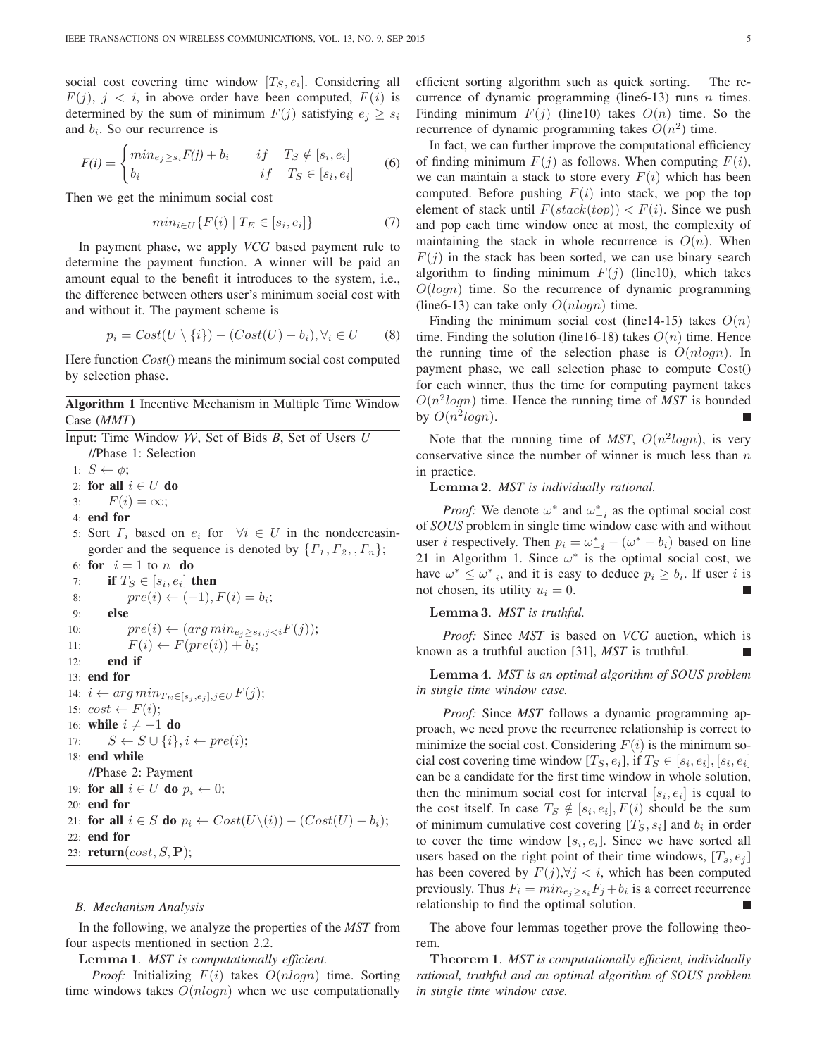social cost covering time window $[T_S, e_i]$. Considering all $F(j)$, $j < i$, in above order have been computed, $F(i)$ is determined by the sum of minimum $F(j)$ satisfying $e_j \geq s_i$ and $b_i$. So our recurrence is

$$F(i) = \begin{cases} min_{e_j \geq s_i} F(j) + b_i & if \quad T_S \notin [s_i, e_i] \\ b_i & if \quad T_S \in [s_i, e_i] \end{cases} \tag{6}$$

Then we get the minimum social cost

$$min_{i \in U}\{F(i) \mid T_E \in [s_i, e_i]\} \tag{7}$$

In payment phase, we apply *VCG* based payment rule to determine the payment function. A winner will be paid an amount equal to the benefit it introduces to the system, i.e., the difference between others user's minimum social cost with and without it. The payment scheme is

$$p_i = Cost(U \setminus \{i\}) - (Cost(U) - b_i), \forall_i \in U \tag{8}$$

Here function *Cost*() means the minimum social cost computed by selection phase.

**Algorithm 1** Incentive Mechanism in Multiple Time Window Case (*MMT*)

```
Input: Time Window W, Set of Bids B, Set of Users U
    //Phase 1: Selection
1:  S ← φ;
2:  for all i ∈ U do
3:      F(i) = ∞;
4:  end for
5:  Sort Γ_i based on e_i for ∀i ∈ U in the nondecreasingorder and the sequence is denoted by {Γ_1, Γ_2, , Γ_n};
6:  for i = 1 to n do
7:      if T_S ∈ [s_i, e_i] then
8:          pre(i) ← (−1), F(i) = b_i;
9:      else
10:         pre(i) ← (arg min_{e_j ≥ s_i, j<i} F(j));
11:         F(i) ← F(pre(i)) + b_i;
12:     end if
13: end for
14: i ← arg min_{T_E ∈ [s_j, e_j], j ∈ U} F(j);
15: cost ← F(i);
16: while i ≠ −1 do
17:     S ← S ∪ {i}, i ← pre(i);
18: end while
    //Phase 2: Payment
19: for all i ∈ U do p_i ← 0;
20: end for
21: for all i ∈ S do p_i ← Cost(U\(i)) − (Cost(U) − b_i);
22: end for
23: return(cost, S, P);
```

### B. Mechanism Analysis

In the following, we analyze the properties of the *MST* from four aspects mentioned in section 2.2.

**Lemma 1**. *MST is computationally efficient.*

*Proof:* Initializing $F(i)$ takes $O(nlogn)$ time. Sorting time windows takes $O(nlogn)$ when we use computationally efficient sorting algorithm such as quick sorting. The recurrence of dynamic programming (line6-13) runs $n$ times. Finding minimum $F(j)$ (line10) takes $O(n)$ time. So the recurrence of dynamic programming takes $O(n^2)$ time.

In fact, we can further improve the computational efficiency of finding minimum $F(j)$ as follows. When computing $F(i)$, we can maintain a stack to store every $F(i)$ which has been computed. Before pushing $F(i)$ into stack, we pop the top element of stack until $F(stack(top)) < F(i)$. Since we push and pop each time window once at most, the complexity of maintaining the stack in whole recurrence is $O(n)$. When $F(j)$ in the stack has been sorted, we can use binary search algorithm to finding minimum $F(j)$ (line10), which takes $O(logn)$ time. So the recurrence of dynamic programming (line6-13) can take only $O(nlogn)$ time.

Finding the minimum social cost (line14-15) takes $O(n)$ time. Finding the solution (line16-18) takes $O(n)$ time. Hence the running time of the selection phase is $O(nlogn)$. In payment phase, we call selection phase to compute Cost() for each winner, thus the time for computing payment takes $O(n^2 logn)$ time. Hence the running time of *MST* is bounded by $O(n^2 logn)$. ■

Note that the running time of *MST*, $O(n^2 logn)$, is very conservative since the number of winner is much less than $n$ in practice.

**Lemma 2**. *MST is individually rational.*

*Proof:* We denote $\omega^*$ and $\omega^*_{-i}$ as the optimal social cost of *SOUS* problem in single time window case with and without user $i$ respectively. Then $p_i = \omega^*_{-i} - (\omega^* - b_i)$ based on line 21 in Algorithm 1. Since $\omega^*$ is the optimal social cost, we have $\omega^* \leq \omega^*_{-i}$, and it is easy to deduce $p_i \geq b_i$. If user $i$ is not chosen, its utility $u_i = 0$. ■

**Lemma 3**. *MST is truthful.*

*Proof:* Since *MST* is based on *VCG* auction, which is known as a truthful auction [31], *MST* is truthful. ■

**Lemma 4**. *MST is an optimal algorithm of SOUS problem in single time window case.*

*Proof:* Since *MST* follows a dynamic programming approach, we need prove the recurrence relationship is correct to minimize the social cost. Considering $F(i)$ is the minimum social cost covering time window $[T_S, e_i]$, if $T_S \in [s_i, e_i]$, $[s_i, e_i]$ can be a candidate for the first time window in whole solution, then the minimum social cost for interval $[s_i, e_i]$ is equal to the cost itself. In case $T_S \notin [s_i, e_i]$, $F(i)$ should be the sum of minimum cumulative cost covering $[T_S, s_i]$ and $b_i$ in order to cover the time window $[s_i, e_i]$. Since we have sorted all users based on the right point of their time windows, $[T_s, e_j]$ has been covered by $F(j)$,$\forall j < i$, which has been computed previously. Thus $F_i = min_{e_j \geq s_i} F_j + b_i$ is a correct recurrence relationship to find the optimal solution. ■

The above four lemmas together prove the following theorem.

**Theorem 1**. *MST is computationally efficient, individually rational, truthful and an optimal algorithm of SOUS problem in single time window case.*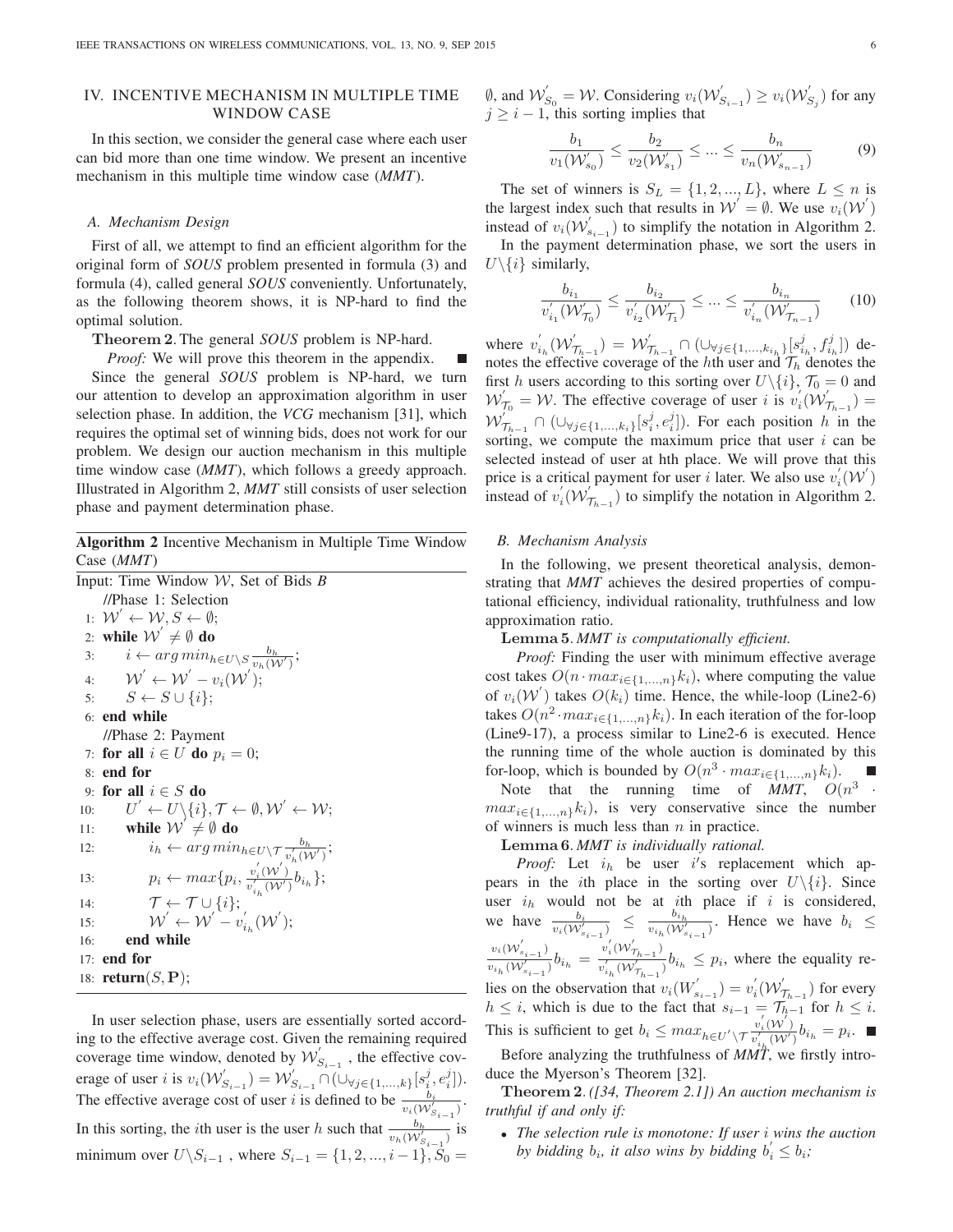## IV. Incentive Mechanism in Multiple Time Window Case

In this section, we consider the general case where each user can bid more than one time window. We present an incentive mechanism in this multiple time window case (*MMT*).

### A. Mechanism Design

First of all, we attempt to find an efficient algorithm for the original form of *SOUS* problem presented in formula (3) and formula (4), called general *SOUS* conveniently. Unfortunately, as the following theorem shows, it is NP-hard to find the optimal solution.

**Theorem 2**. The general *SOUS* problem is NP-hard.

*Proof:* We will prove this theorem in the appendix. ∎

Since the general *SOUS* problem is NP-hard, we turn our attention to develop an approximation algorithm in user selection phase. In addition, the *VCG* mechanism [31], which requires the optimal set of winning bids, does not work for our problem. We design our auction mechanism in this multiple time window case (*MMT*), which follows a greedy approach. Illustrated in Algorithm 2, *MMT* still consists of user selection phase and payment determination phase.

**Algorithm 2** Incentive Mechanism in Multiple Time Window Case (*MMT*)

```
Input: Time Window W, Set of Bids B
    //Phase 1: Selection
 1: W' ← W, S ← ∅;
 2: while W' ≠ ∅ do
 3:     i ← arg min_{h∈U\S} b_h / v_h(W');
 4:     W' ← W' − v_i(W');
 5:     S ← S ∪ {i};
 6: end while
    //Phase 2: Payment
 7: for all i ∈ U do p_i = 0;
 8: end for
 9: for all i ∈ S do
10:     U' ← U\{i}, T ← ∅, W' ← W;
11:     while W' ≠ ∅ do
12:         i_h ← arg min_{h∈U\T} b_h / v'_h(W');
13:         p_i ← max{p_i, (v'_i(W') / v'_{i_h}(W')) b_{i_h}};
14:         T ← T ∪ {i};
15:         W' ← W' − v'_{i_h}(W');
16:     end while
17: end for
18: return(S, P);
```

In user selection phase, users are essentially sorted according to the effective average cost. Given the remaining required coverage time window, denoted by $\mathcal{W}^{'}_{S_{i-1}}$, the effective coverage of user $i$ is $v_i(\mathcal{W}^{'}_{S_{i-1}}) = \mathcal{W}^{'}_{S_{i-1}} \cap (\cup_{\forall j\in\{1,...,k\}}[s_i^j, e_i^j])$. The effective average cost of user $i$ is defined to be $\frac{b_i}{v_i(\mathcal{W}^{'}_{S_{i-1}})}$. In this sorting, the $i$th user is the user $h$ such that $\frac{b_h}{v_h(\mathcal{W}^{'}_{S_{i-1}})}$ is minimum over $U\backslash S_{i-1}$ , where $S_{i-1} = \{1, 2, ..., i-1\}$, $S_0 = \emptyset$, and $\mathcal{W}^{'}_{S_0} = \mathcal{W}$. Considering $v_i(\mathcal{W}^{'}_{S_{i-1}}) \geq v_i(\mathcal{W}^{'}_{S_j})$ for any $j \geq i-1$, this sorting implies that

$$\frac{b_1}{v_1(\mathcal{W}^{'}_{s_0})} \leq \frac{b_2}{v_2(\mathcal{W}^{'}_{s_1})} \leq ... \leq \frac{b_n}{v_n(\mathcal{W}^{'}_{s_{n-1}})} \tag{9}$$

The set of winners is $S_L = \{1, 2, ..., L\}$, where $L \leq n$ is the largest index such that results in $\mathcal{W}^{'} = \emptyset$. We use $v_i(\mathcal{W}^{'})$ instead of $v_i(\mathcal{W}^{'}_{s_{i-1}})$ to simplify the notation in Algorithm 2.

In the payment determination phase, we sort the users in $U\backslash\{i\}$ similarly,

$$\frac{b_{i_1}}{v^{'}_{i_1}(\mathcal{W}^{'}_{\mathcal{T}_0})} \leq \frac{b_{i_2}}{v^{'}_{i_2}(\mathcal{W}^{'}_{\mathcal{T}_1})} \leq ... \leq \frac{b_{i_n}}{v^{'}_{i_n}(\mathcal{W}^{'}_{\mathcal{T}_{n-1}})} \tag{10}$$

where $v^{'}_{i_h}(\mathcal{W}^{'}_{\mathcal{T}_{h-1}}) = \mathcal{W}^{'}_{\mathcal{T}_{h-1}} \cap (\cup_{\forall j\in\{1,...,k_{i_h}\}}[s^j_{i_h}, f^j_{i_h}])$ denotes the effective coverage of the $h$th user and $\mathcal{T}_h$ denotes the first $h$ users according to this sorting over $U\backslash\{i\}$, $\mathcal{T}_0 = 0$ and $\mathcal{W}^{'}_{\mathcal{T}_0} = \mathcal{W}$. The effective coverage of user $i$ is $v^{'}_i(\mathcal{W}^{'}_{\mathcal{T}_{h-1}}) = \mathcal{W}^{'}_{\mathcal{T}_{h-1}} \cap (\cup_{\forall j\in\{1,...,k_i\}}[s^j_i, e^j_i])$. For each position $h$ in the sorting, we compute the maximum price that user $i$ can be selected instead of user at hth place. We will prove that this price is a critical payment for user $i$ later. We also use $v^{'}_i(\mathcal{W}^{'})$ instead of $v^{'}_i(\mathcal{W}^{'}_{\mathcal{T}_{h-1}})$ to simplify the notation in Algorithm 2.

### B. Mechanism Analysis

In the following, we present theoretical analysis, demonstrating that *MMT* achieves the desired properties of computational efficiency, individual rationality, truthfulness and low approximation ratio.

**Lemma 5**. *MMT is computationally efficient.*

*Proof:* Finding the user with minimum effective average cost takes $O(n \cdot max_{i\in\{1,...,n\}}k_i)$, where computing the value of $v_i(\mathcal{W}^{'})$ takes $O(k_i)$ time. Hence, the while-loop (Line2-6) takes $O(n^2 \cdot max_{i\in\{1,...,n\}}k_i)$. In each iteration of the for-loop (Line9-17), a process similar to Line2-6 is executed. Hence the running time of the whole auction is dominated by this for-loop, which is bounded by $O(n^3 \cdot max_{i\in\{1,...,n\}}k_i)$. ∎

Note that the running time of *MMT*, $O(n^3 \cdot max_{i\in\{1,...,n\}}k_i)$, is very conservative since the number of winners is much less than $n$ in practice.

**Lemma 6**. *MMT is individually rational.*

*Proof:* Let $i_h$ be user $i$'s replacement which appears in the $i$th place in the sorting over $U\backslash\{i\}$. Since user $i_h$ would not be at $i$th place if $i$ is considered, we have $\frac{b_i}{v_i(\mathcal{W}^{'}_{s_{i-1}})} \leq \frac{b_{i_h}}{v_{i_h}(\mathcal{W}^{'}_{s_{i-1}})}$. Hence we have $b_i \leq \frac{v_i(\mathcal{W}^{'}_{s_{i-1}})}{v_{i_h}(\mathcal{W}^{'}_{s_{i-1}})} b_{i_h} = \frac{v^{'}_i(\mathcal{W}^{'}_{\mathcal{T}_{h-1}})}{v^{'}_{i_h}(\mathcal{W}^{'}_{\mathcal{T}_{h-1}})} b_{i_h} \leq p_i$, where the equality relies on the observation that $v_i(W^{'}_{s_{i-1}}) = v^{'}_i(\mathcal{W}^{'}_{\mathcal{T}_{h-1}})$ for every $h \leq i$, which is due to the fact that $s_{i-1} = \mathcal{T}_{h-1}$ for $h \leq i$. This is sufficient to get $b_i \leq max_{h\in U^{'}\backslash\mathcal{T}} \frac{v^{'}_i(\mathcal{W}^{'})}{v^{'}_{i_h}(\mathcal{W}^{'})} b_{i_h} = p_i$. ∎

Before analyzing the truthfulness of *MMT*, we firstly introduce the Myerson's Theorem [32].

**Theorem 2**. *([34, Theorem 2.1]) An auction mechanism is truthful if and only if:*

- *The selection rule is monotone: If user $i$ wins the auction by bidding $b_i$, it also wins by bidding $b^{'}_i \leq b_i$;*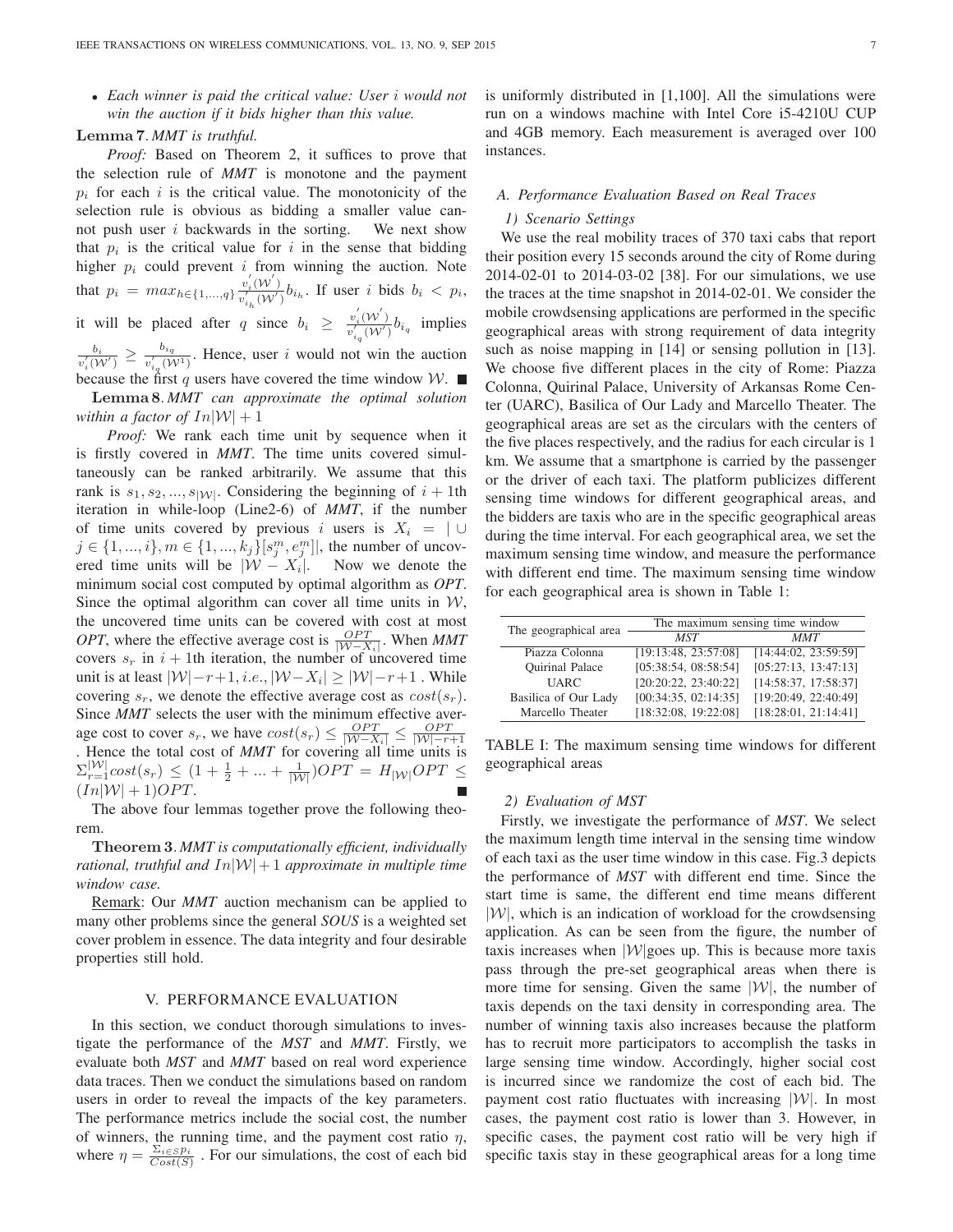- *Each winner is paid the critical value: User $i$ would not win the auction if it bids higher than this value.*

**Lemma 7**. *MMT is truthful.*

*Proof:* Based on Theorem 2, it suffices to prove that the selection rule of *MMT* is monotone and the payment $p_i$ for each $i$ is the critical value. The monotonicity of the selection rule is obvious as bidding a smaller value cannot push user $i$ backwards in the sorting. We next show that $p_i$ is the critical value for $i$ in the sense that bidding higher $p_i$ could prevent $i$ from winning the auction. Note that $p_i = max_{h\in\{1,...,q\}} \frac{v_i^{'}(\mathcal{W}^{'})}{v_{i_h}^{'}(\mathcal{W}^{'})} b_{i_h}$. If user $i$ bids $b_i < p_i$, it will be placed after $q$ since $b_i \geq \frac{v_i^{'}(\mathcal{W}^{'})}{v_{i_q}^{'}(\mathcal{W}^{'})} b_{i_q}$ implies $\frac{b_i}{v_i^{'}(\mathcal{W}^{'})} \geq \frac{b_{i_q}}{v_{i_q}^{'}(\mathcal{W}^{1})}$. Hence, user $i$ would not win the auction because the first $q$ users have covered the time window $\mathcal{W}$. ■

**Lemma 8**. *MMT can approximate the optimal solution within a factor of $In|\mathcal{W}|+1$*

*Proof:* We rank each time unit by sequence when it is firstly covered in *MMT*. The time units covered simultaneously can be ranked arbitrarily. We assume that this rank is $s_1, s_2, ..., s_{|\mathcal{W}|}$. Considering the beginning of $i+1$th iteration in while-loop (Line2-6) of *MMT*, if the number of time units covered by previous $i$ users is $X_i = |\cup j\in\{1,...,i\}, m\in\{1,...,k_j\}[s_j^m, e_j^m]|$, the number of uncovered time units will be $|\mathcal{W} - X_i|$. Now we denote the minimum social cost computed by optimal algorithm as *OPT*. Since the optimal algorithm can cover all time units in $\mathcal{W}$, the uncovered time units can be covered with cost at most *OPT*, where the effective average cost is $\frac{OPT}{|\mathcal{W}-X_i|}$. When *MMT* covers $s_r$ in $i+1$th iteration, the number of uncovered time unit is at least $|\mathcal{W}|-r+1, i.e., |\mathcal{W}-X_i| \geq |\mathcal{W}|-r+1$ . While covering $s_r$, we denote the effective average cost as $cost(s_r)$. Since *MMT* selects the user with the minimum effective average cost to cover $s_r$, we have $cost(s_r) \leq \frac{OPT}{|\mathcal{W}-X_i|} \leq \frac{OPT}{|\mathcal{W}|-r+1}$ . Hence the total cost of *MMT* for covering all time units is $\Sigma_{r=1}^{|\mathcal{W}|} cost(s_r) \leq (1+\frac{1}{2}+...+\frac{1}{|\mathcal{W}|})OPT = H_{|\mathcal{W}|}OPT \leq (In|\mathcal{W}|+1)OPT$. ■

The above four lemmas together prove the following theorem.

**Theorem 3**. *MMT is computationally efficient, individually rational, truthful and $In|\mathcal{W}|+1$ approximate in multiple time window case.*

Remark: Our *MMT* auction mechanism can be applied to many other problems since the general *SOUS* is a weighted set cover problem in essence. The data integrity and four desirable properties still hold.

## V. PERFORMANCE EVALUATION

In this section, we conduct thorough simulations to investigate the performance of the *MST* and *MMT*. Firstly, we evaluate both *MST* and *MMT* based on real word experience data traces. Then we conduct the simulations based on random users in order to reveal the impacts of the key parameters. The performance metrics include the social cost, the number of winners, the running time, and the payment cost ratio $\eta$, where $\eta = \frac{\Sigma_{i\in S} p_i}{Cost(S)}$ . For our simulations, the cost of each bid is uniformly distributed in [1,100]. All the simulations were run on a windows machine with Intel Core i5-4210U CUP and 4GB memory. Each measurement is averaged over 100 instances.

### A. Performance Evaluation Based on Real Traces

#### 1) Scenario Settings

We use the real mobility traces of 370 taxi cabs that report their position every 15 seconds around the city of Rome during 2014-02-01 to 2014-03-02 [38]. For our simulations, we use the traces at the time snapshot in 2014-02-01. We consider the mobile crowdsensing applications are performed in the specific geographical areas with strong requirement of data integrity such as noise mapping in [14] or sensing pollution in [13]. We choose five different places in the city of Rome: Piazza Colonna, Quirinal Palace, University of Arkansas Rome Center (UARC), Basilica of Our Lady and Marcello Theater. The geographical areas are set as the circulars with the centers of the five places respectively, and the radius for each circular is 1 km. We assume that a smartphone is carried by the passenger or the driver of each taxi. The platform publicizes different sensing time windows for different geographical areas, and the bidders are taxis who are in the specific geographical areas during the time interval. For each geographical area, we set the maximum sensing time window, and measure the performance with different end time. The maximum sensing time window for each geographical area is shown in Table 1:

| The geographical area | The maximum sensing time window | |
|---|---|---|
| | *MST* | *MMT* |
| Piazza Colonna | [19:13:48, 23:57:08] | [14:44:02, 23:59:59] |
| Quirinal Palace | [05:38:54, 08:58:54] | [05:27:13, 13:47:13] |
| UARC | [20:20:22, 23:40:22] | [14:58:37, 17:58:37] |
| Basilica of Our Lady | [00:34:35, 02:14:35] | [19:20:49, 22:40:49] |
| Marcello Theater | [18:32:08, 19:22:08] | [18:28:01, 21:14:41] |

TABLE I: The maximum sensing time windows for different geographical areas

#### 2) Evaluation of MST

Firstly, we investigate the performance of *MST*. We select the maximum length time interval in the sensing time window of each taxi as the user time window in this case. Fig.3 depicts the performance of *MST* with different end time. Since the start time is same, the different end time means different $|\mathcal{W}|$, which is an indication of workload for the crowdsensing application. As can be seen from the figure, the number of taxis increases when $|\mathcal{W}|$goes up. This is because more taxis pass through the pre-set geographical areas when there is more time for sensing. Given the same $|\mathcal{W}|$, the number of taxis depends on the taxi density in corresponding area. The number of winning taxis also increases because the platform has to recruit more participators to accomplish the tasks in large sensing time window. Accordingly, higher social cost is incurred since we randomize the cost of each bid. The payment cost ratio fluctuates with increasing $|\mathcal{W}|$. In most cases, the payment cost ratio is lower than 3. However, in specific cases, the payment cost ratio will be very high if specific taxis stay in these geographical areas for a long time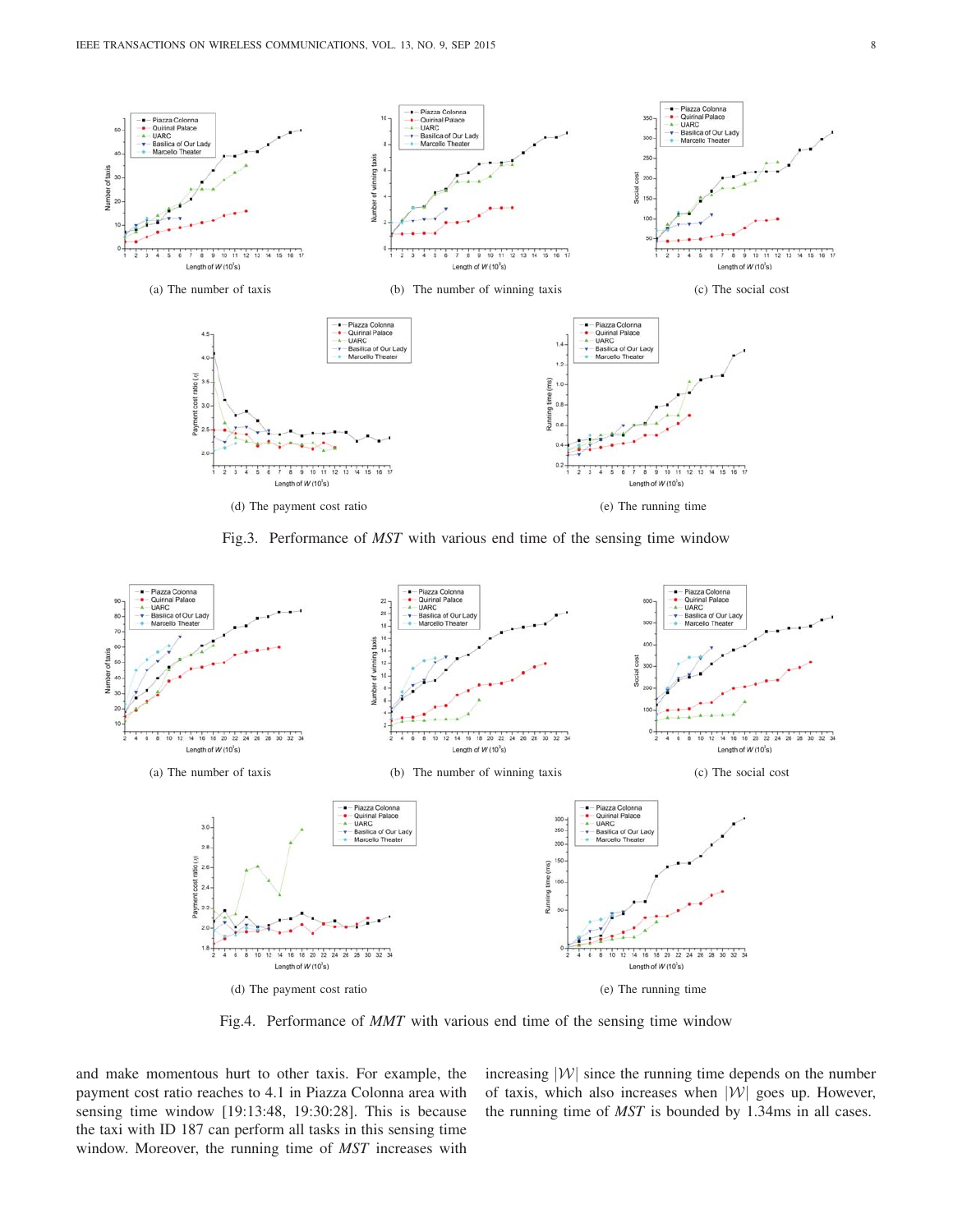(a) The number of taxis

(b) The number of winning taxis

(c) The social cost

(d) The payment cost ratio

(e) The running time

Fig.3. Performance of *MST* with various end time of the sensing time window

(a) The number of taxis

(b) The number of winning taxis

(c) The social cost

(d) The payment cost ratio

(e) The running time

Fig.4. Performance of *MMT* with various end time of the sensing time window

and make momentous hurt to other taxis. For example, the payment cost ratio reaches to 4.1 in Piazza Colonna area with sensing time window [19:13:48, 19:30:28]. This is because the taxi with ID 187 can perform all tasks in this sensing time window. Moreover, the running time of *MST* increases with increasing $|\mathcal{W}|$ since the running time depends on the number of taxis, which also increases when $|\mathcal{W}|$ goes up. However, the running time of *MST* is bounded by 1.34ms in all cases.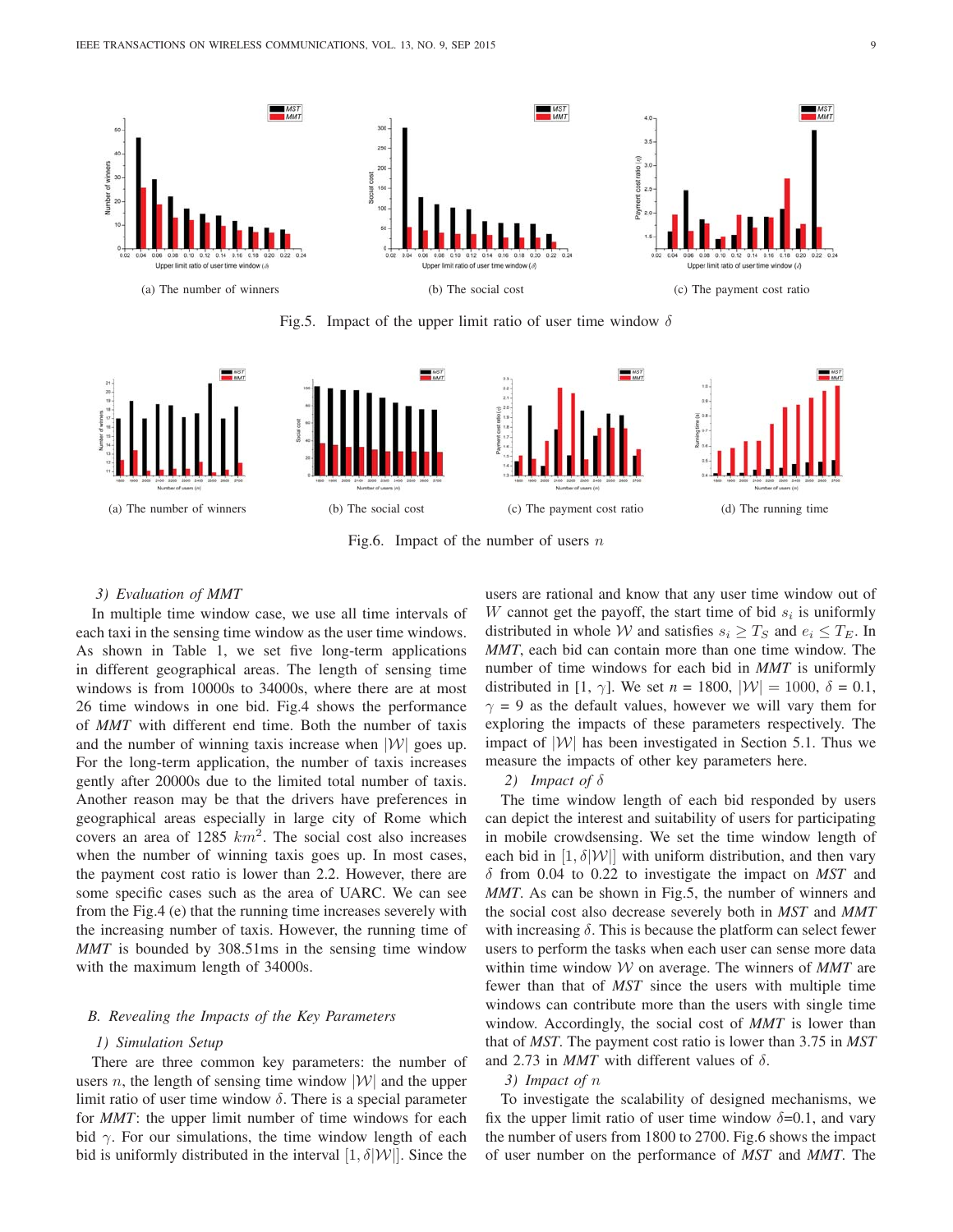(a) The number of winners

(b) The social cost

(c) The payment cost ratio

Fig.5. Impact of the upper limit ratio of user time window $\delta$

(a) The number of winners

(b) The social cost

(c) The payment cost ratio

(d) The running time

Fig.6. Impact of the number of users $n$

*3) Evaluation of MMT*

In multiple time window case, we use all time intervals of each taxi in the sensing time window as the user time windows. As shown in Table 1, we set five length-term applications in different geographical areas. The length of sensing time windows is from 10000s to 34000s, where there are at most 26 time windows in one bid. Fig.4 shows the performance of *MMT* with different end time. Both the number of taxis and the number of winning taxis increase when $|\mathcal{W}|$ goes up. For the long-term application, the number of taxis increases gently after 20000s due to the limited total number of taxis. Another reason may be that the drivers have preferences in geographical areas especially in large city of Rome which covers an area of 1285 $km^2$. The social cost also increases when the number of winning taxis goes up. In most cases, the payment cost ratio is lower than 2.2. However, there are some specific cases such as the area of UARC. We can see from the Fig.4 (e) that the running time increases severely with the increasing number of taxis. However, the running time of *MMT* is bounded by 308.51ms in the sensing time window with the maximum length of 34000s.

## B. Revealing the Impacts of the Key Parameters

*1) Simulation Setup*

There are three common key parameters: the number of users $n$, the length of sensing time window $|\mathcal{W}|$ and the upper limit ratio of user time window $\delta$. There is a special parameter for *MMT*: the upper limit number of time windows for each bid $\gamma$. For our simulations, the time window length of each bid is uniformly distributed in the interval $[1, \delta|\mathcal{W}|]$. Since the users are rational and know that any user time window out of $W$ cannot get the payoff, the start time of bid $s_i$ is uniformly distributed in whole $\mathcal{W}$ and satisfies $s_i \geq T_S$ and $e_i \leq T_E$. In *MMT*, each bid can contain more than one time window. The number of time windows for each bid in *MMT* is uniformly distributed in $[1, \gamma]$. We set $n$ = 1800, $|\mathcal{W}| = 1000$, $\delta$ = 0.1, $\gamma$ = 9 as the default values, however we will vary them for exploring the impacts of these parameters respectively. The impact of $|\mathcal{W}|$ has been investigated in Section 5.1. Thus we measure the impacts of other key parameters here.

*2) Impact of $\delta$*

The time window length of each bid responded by users can depict the interest and suitability of users for participating in mobile crowdsensing. We set the time window length of each bid in $[1, \delta|\mathcal{W}|]$ with uniform distribution, and then vary $\delta$ from 0.04 to 0.22 to investigate the impact on *MST* and *MMT*. As can be shown in Fig.5, the number of winners and the social cost also decrease severely both in *MST* and *MMT* with increasing $\delta$. This is because the platform can select fewer users to perform the tasks when each user can sense more data within time window $\mathcal{W}$ on average. The winners of *MMT* are fewer than that of *MST* since the users with multiple time windows can contribute more than the users with single time window. Accordingly, the social cost of *MMT* is lower than that of *MST*. The payment cost ratio is lower than 3.75 in *MST* and 2.73 in *MMT* with different values of $\delta$.

*3) Impact of $n$*

To investigate the scalability of designed mechanisms, we fix the upper limit ratio of user time window $\delta$=0.1, and vary the number of users from 1800 to 2700. Fig.6 shows the impact of user number on the performance of *MST* and *MMT*. The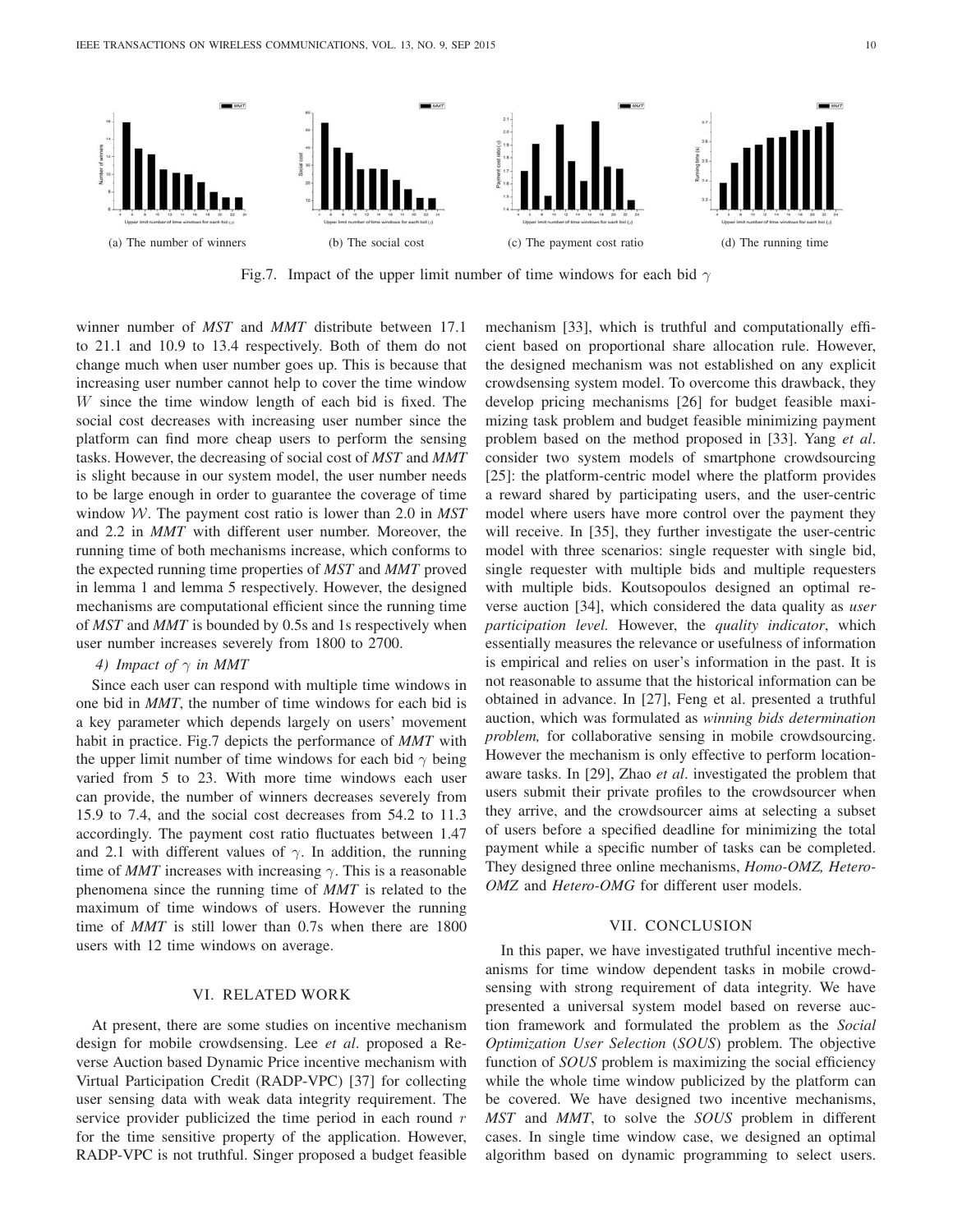(a) The number of winners

(b) The social cost

(c) The payment cost ratio

(d) The running time

Fig.7. Impact of the upper limit number of time windows for each bid $\gamma$

winner number of *MST* and *MMT* distribute between 17.1 to 21.1 and 10.9 to 13.4 respectively. Both of them do not change much when user number goes up. This is because that increasing user number cannot help to cover the time window $W$ since the time window length of each bid is fixed. The social cost decreases with increasing user number since the platform can find more cheap users to perform the sensing tasks. However, the decreasing of social cost of *MST* and *MMT* is slight because in our system model, the user number needs to be large enough in order to guarantee the coverage of time window $\mathcal{W}$. The payment cost ratio is lower than 2.0 in *MST* and 2.2 in *MMT* with different user number. Moreover, the running time of both mechanisms increase, which conforms to the expected running time properties of *MST* and *MMT* proved in lemma 1 and lemma 5 respectively. However, the designed mechanisms are computational efficient since the running time of *MST* and *MMT* is bounded by 0.5s and 1s respectively when user number increases severely from 1800 to 2700.

#### 4) Impact of $\gamma$ in MMT

Since each user can respond with multiple time windows in one bid in *MMT*, the number of time windows for each bid is a key parameter which depends largely on users' movement habit in practice. Fig.7 depicts the performance of *MMT* with the upper limit number of time windows for each bid $\gamma$ being varied from 5 to 23. With more time windows each user can provide, the number of winners decreases severely from 15.9 to 7.4, and the social cost decreases from 54.2 to 11.3 accordingly. The payment cost ratio fluctuates between 1.47 and 2.1 with different values of $\gamma$. In addition, the running time of *MMT* increases with increasing $\gamma$. This is a reasonable phenomena since the running time of *MMT* is related to the maximum of time windows of users. However the running time of *MMT* is still lower than 0.7s when there are 1800 users with 12 time windows on average.

## VI. RELATED WORK

At present, there are some studies on incentive mechanism design for mobile crowdsensing. Lee *et al*. proposed a Reverse Auction based Dynamic Price incentive mechanism with Virtual Participation Credit (RADP-VPC) [37] for collecting user sensing data with weak data integrity requirement. The service provider publicized the time period in each round $r$ for the time sensitive property of the application. However, RADP-VPC is not truthful. Singer proposed a budget feasible mechanism [33], which is truthful and computationally efficient based on proportional share allocation rule. However, the designed mechanism was not established on any explicit crowdsensing system model. To overcome this drawback, they develop pricing mechanisms [26] for budget feasible maximizing task problem and budget feasible minimizing payment problem based on the method proposed in [33]. Yang *et al*. consider two system models of smartphone crowdsourcing [25]: the platform-centric model where the platform provides a reward shared by participating users, and the user-centric model where users have more control over the payment they will receive. In [35], they further investigate the user-centric model with three scenarios: single requester with single bid, single requester with multiple bids and multiple requesters with multiple bids. Koutsopoulos designed an optimal reverse auction [34], which considered the data quality as *user participation level.* However, the *quality indicator*, which essentially measures the relevance or usefulness of information is empirical and relies on user's information in the past. It is not reasonable to assume that the historical information can be obtained in advance. In [27], Feng et al. presented a truthful auction, which was formulated as *winning bids determination problem,* for collaborative sensing in mobile crowdsourcing. However the mechanism is only effective to perform location-aware tasks. In [29], Zhao *et al*. investigated the problem that users submit their private profiles to the crowdsourcer when they arrive, and the crowdsourcer aims at selecting a subset of users before a specified deadline for minimizing the total payment while a specific number of tasks can be completed. They designed three online mechanisms, *Homo-OMZ, Hetero-OMZ* and *Hetero-OMG* for different user models.

## VII. CONCLUSION

In this paper, we have investigated truthful incentive mechanisms for time window dependent tasks in mobile crowdsensing with strong requirement of data integrity. We have presented a universal system model based on reverse auction framework and formulated the problem as the *Social Optimization User Selection* (*SOUS*) problem. The objective function of *SOUS* problem is maximizing the social efficiency while the whole time window publicized by the platform can be covered. We have designed two incentive mechanisms, *MST* and *MMT*, to solve the *SOUS* problem in different cases. In single time window case, we designed an optimal algorithm based on dynamic programming to select users.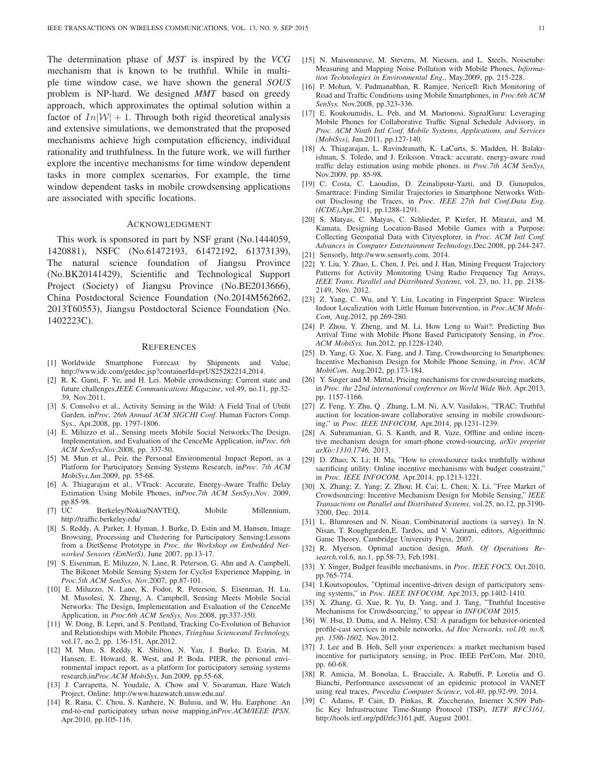The determination phase of *MST* is inspired by the *VCG* mechanism that is known to be truthful. While in multiple time window case, we have shown the general *SOUS* problem is NP-hard. We designed *MMT* based on greedy approach, which approximates the optimal solution within a factor of $In|\mathcal{W}| + 1$. Through both rigid theoretical analysis and extensive simulations, we demonstrated that the proposed mechanisms achieve high computation efficiency, individual rationality and truthfulness. In the future work, we will further explore the incentive mechanisms for time window dependent tasks in more complex scenarios. For example, the time window dependent tasks in mobile crowdsensing applications are associated with specific locations.

## ACKNOWLEDGMENT

This work is sponsored in part by NSF grant (No.1444059, 1420881), NSFC (No.61472193, 61472192, 61373139), The natural science foundation of Jiangsu Province (No.BK20141429), Scientific and Technological Support Project (Society) of Jiangsu Province (No.BE2013666), China Postdoctoral Science Foundation (No.2014M562662, 2013T60553), Jiangsu Postdoctoral Science Foundation (No. 1402223C).

## REFERENCES

[1] Worldwide Smartphone Forecast by Shipments and Value, http://www.idc.com/getdoc.jsp?containerId=prUS25282214,2014.

[2] R. K. Ganti, F. Ye, and H. Lei. Mobile crowdsensing: Current state and future challenges,*IEEE Communications Magazine*, vol.49, no.11, pp.32-39, Nov.2011.

[3] S. Consolvo et al., Activity Sensing in the Wild: A Field Trial of Ubifit Garden, in*Proc. 26th Annual ACM SIGCHI Conf*. Human Factors Comp. Sys., Apr.2008, pp. 1797-1806.

[4] E. Miluzzo et al., Sensing meets Mobile Social Networks:The Design, Implementation, and Evaluation of the CenceMe Application, in*Proc. 6th ACM SenSys,Nov*.2008, pp. 337-50.

[5] M. Mun et al., Peir, the Personal Environmental Impact Report, as a Platform for Participatory Sensing Systems Research, in*Proc. 7th ACM MobiSys,Jun.*2009, pp. 55-68.

[6] A. Thiagarajan et al., VTrack: Accurate, Energy-Aware Traffic Delay Estimation Using Mobile Phones, in*Proc.7th ACM SenSys,Nov*. 2009, pp.85-98.

[7] UC Berkeley/Nokia/NAVTEQ, Mobile Millennium, http://traffic.berkeley.edu/

[8] S. Reddy, A. Parker, J. Hyman, J. Burke, D. Estin and M. Hansen, Image Browsing, Processing and Clustering for Participatory Sensing:Lessons from a DietSense Prototype in *Proc. the Workshop on Embedded Networked Sensors (EmNetS)*, June 2007, pp.13-17.

[9] S. Eisenman, E. Miluzzo, N. Lane, R. Peterson, G. Ahn and A. Campbell, The Bikenet Mobile Sensing System for Cyclist Experience Mapping, in *Proc.5th ACM SenSys, Nov*.2007, pp.87-101.

[10] E. Miluzzo, N. Lane, K. Fodor, R. Peterson, S. Eisenman, H. Lu, M. Musolesi, X. Zheng, A. Campbell, Sensing Meets Mobile Social Networks: The Design, Implementation and Evaluation of the CenceMe Application, in *Proc.6th ACM SenSys, Nov*.2008, pp.337-350.

[11] W. Dong, B. Lepri, and S. Pentland, Tracking Co-Evolution of Behavior and Relationships with Mobile Phones, *Tsinghua Scienceand Technology,* vol.17, no.2, pp. 136-151, Apr.2012.

[12] M. Mun, S. Reddy, K. Shilton, N. Yau, J. Burke, D. Estrin, M. Hansen, E. Howard, R. West, and P. Boda. PIER, the personal environmental impact report, as a platform for participatory sensing systems research,in*Proc.ACM MobiSys*, Jun.2009, pp.55-68,

[13] J. Carrapetta, N. Youdale, A. Chow and V. Sivaraman, Haze Watch Project, Online: http://www.hazewatch.unsw.edu.au/.

[14] R. Rana, C. Chou, S. Kanhere, N. Bulusu, and W. Hu. Earphone: An end-to-end participatory urban noise mapping,in*Proc.ACM/IEEE IPSN,* Apr.2010, pp.105-116.

[15] N. Maisonneuve, M. Stevens, M. Niessen, and L. Steels, Noisetube: Measuring and Mapping Noise Pollution with Mobile Phones, *Information Technologies in Environmental Eng.*, May.2009, pp. 215-228.

[16] P. Mohan, V. Padmanabhan, R. Ramjee, Nericell: Rich Monitoring of Road and Traffic Conditions using Mobile Smartphones, in *Proc.6th ACM SenSys,* Nov.2008, pp.323-336.

[17] E. Koukoumidis, L. Peh, and M. Martonosi, SignalGuru: Leveraging Mobile Phones for Collaborative Traffic Signal Schedule Advisory, in *Proc. ACM Ninth Intl Conf. Mobile Systems, Applications, and Services (MobiSys)*, Jun.2011, pp.127-140.

[18] A. Thiagarajan, L. Ravindranath, K. LaCurts, S. Madden, H. Balakrishnan, S. Toledo, and J. Eriksson. Vtrack: accurate, energy-aware road traffic delay estimation using mobile phones. in *Proc.7th ACM SenSys,* Nov.2009, pp. 85-98.

[19] C. Costa, C. Laoudias, D. Zeinalipour-Yazti, and D. Gunopulos, Smarttrace: Finding Similar Trajectories in Smartphone Networks Without Disclosing the Traces, in *Proc. IEEE 27th Intl Conf.Data Eng. (ICDE)*,Apr.2011, pp.1288-1291.

[20] S. Matyas, C. Matyas, C. Schlieder, P. Kiefer, H. Mitarai, and M. Kamata, Designing Location-Based Mobile Games with a Purpose: Collecting Geospatial Data with Cityexplorer, in *Proc. ACM Intl Conf. Advances in Computer Entertainment Technology*,Dec.2008, pp.244-247.

[21] Sensorly, http://www.sensorly.com, 2014.

[22] Y. Liu, Y. Zhao, L. Chen, J. Pei, and J. Han, Mining Frequent Trajectory Patterns for Activity Monitoring Using Radio Frequency Tag Arrays, *IEEE Trans. Parallel and Distributed Systems,* vol. 23, no. 11, pp. 2138-2149, Nov. 2012.

[23] Z. Yang, C. Wu, and Y. Liu, Locating in Fingerprint Space: Wireless Indoor Localization with Little Human Intervention, in *Proc.ACM MobiCom,* Aug.2012, pp.269-280.

[24] P. Zhou, Y. Zheng, and M. Li, How Long to Wait?: Predicting Bus Arrival Time with Mobile Phone Based Participatory Sensing, in *Proc. ACM MobiSys,* Jun.2012, pp.1228-1240.

[25] D. Yang, G. Xue, X. Fang, and J. Tang, Crowdsourcing to Smartphones: Incentive Mechanism Design for Mobile Phone Sensing, in *Proc. ACM MobiCom,* Aug.2012, pp.173-184.

[26] Y. Singer and M. Mittal, Pricing mechanisms for crowdsourcing markets, in *Proc. the 22nd international conference on World Wide Web,* Apr.2013, pp. 1157-1166.

[27] Z. Feng, Y. Zhu, Q . Zhang, L.M. Ni, A.V. Vasilakos, "TRAC: Truthful auction for location-aware collaborative sensing in mobile crowdsourcing," in *Proc. IEEE INFOCOM,* Apr.2014, pp.1231-1239.

[28] A. Subramanian, G. S. Kanth, and R. Vaze, Offline and online incentive mechanism design for smart-phone crowd-sourcing, *arXiv preprint arXiv:1310.1746,* 2013.

[29] D. Zhao; X. Li; H. Ma, "How to crowdsource tasks truthfully without sacrificing utility: Online incentive mechanisms with budget constraint," in *Proc. IEEE INFOCOM,* Apr.2014, pp.1213-1221.

[30] X. Zhang; Z. Yang; Z. Zhou; H. Cai; L. Chen; X. Li, "Free Market of Crowdsourcing: Incentive Mechanism Design for Mobile Sensing," *IEEE Transactions on Parallel and Distributed Systems,* vol.25, no.12, pp.3190-3200, Dec. 2014.

[31] L. Blumrosen and N. Nisan. Combinatorial auctions (a survey). In N. Nisan, T. Roughgarden,E. Tardos, and V. Vazirani, editors, Algorithmic Game Theory, Cambridge University Press, 2007.

[32] R. Myerson, Optimal auction design, *Math. Of Operations Research,*vol.6, no.1, pp.58-73, Feb.1981.

[33] Y. Singer, Budget feasible mechanisms, in *Proc. IEEE FOCS,* Oct.2010, pp.765-774.

[34] I.Koutsopoulos, "Optimal incentive-driven design of participatory sensing systems," in *Proc. IEEE INFOCOM,* Apr.2013, pp.1402-1410.

[35] X. Zhang, G. Xue, R. Yu, D. Yang, and J. Tang, "Truthful Incentive Mechanisms for Crowdsourcing," to appear in *INFOCOM* 2015.

[36] W. Hsu, D. Dutta, and A. Helmy, CSI: A paradigm for behavior-oriented profile-cast services in mobile networks, *Ad Hoc Networks, vol.10, no.8, pp. 1586-1602,* Nov.2012.

[37] J. Lee and B. Hoh, Sell your experiences: a market mechanism based incentive for participatory sensing, in Proc. IEEE PerCom, Mar. 2010, pp. 60-68.

[38] R. Amicia, M. Bonolaa, L. Bracciale, A. Rabuffi, P. Loretia and G. Bianchi, Performance assessment of an epidemic protocol in VANET using real traces, *Procedia Computer Science,* vol.40, pp.92-99. 2014.

[39] C. Adams, P. Cain, D. Pinkas, R. Zuccherato, Internet X.509 Public Key Infrastructure Time-Stamp Protocol (TSP), *IETF RFC3161,* http://tools.ietf.org/pdf/rfc3161.pdf, August 2001.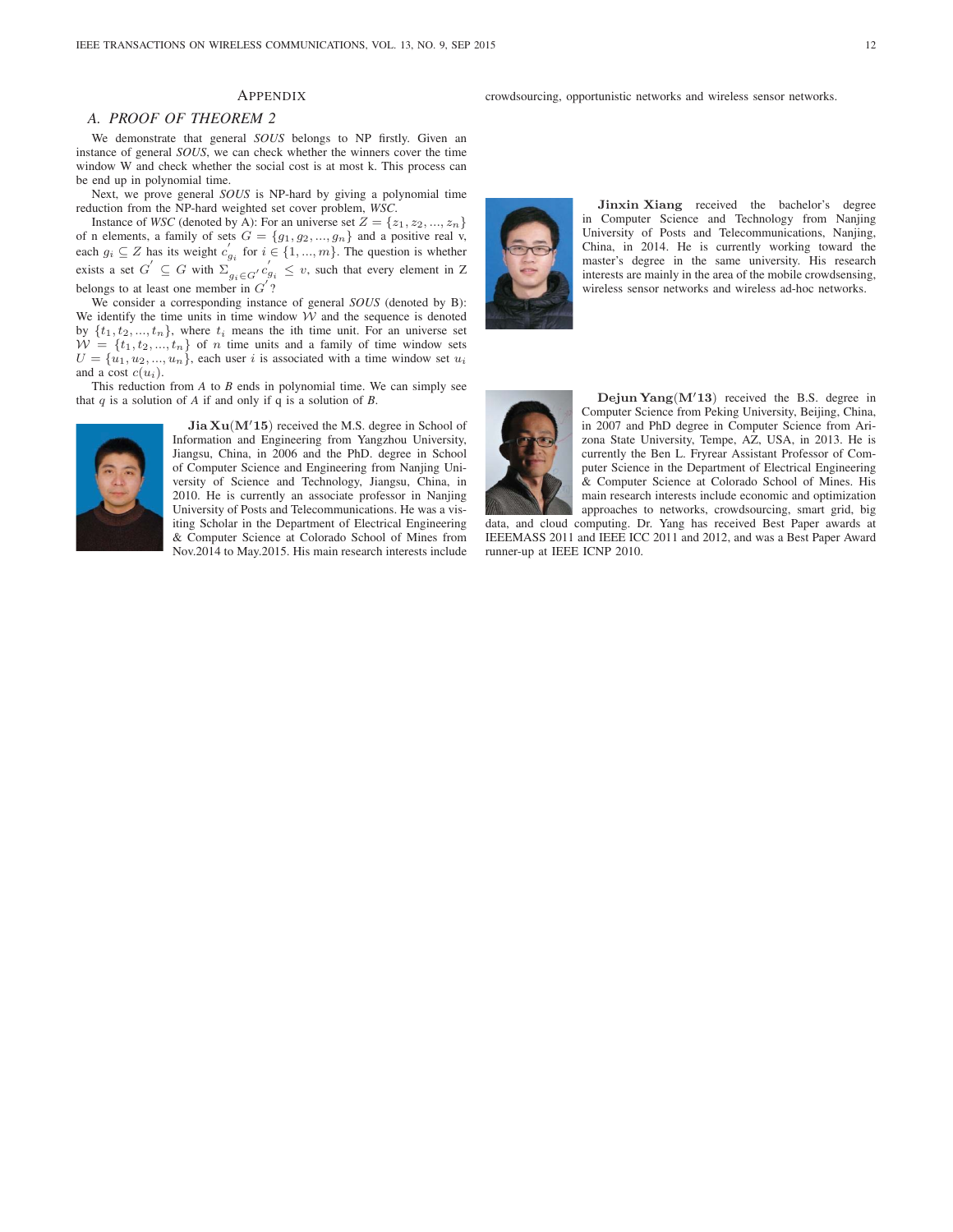## APPENDIX

### A. PROOF OF THEOREM 2

We demonstrate that general *SOUS* belongs to NP firstly. Given an instance of general *SOUS*, we can check whether the winners cover the time window W and check whether the social cost is at most k. This process can be end up in polynomial time.

Next, we prove general *SOUS* is NP-hard by giving a polynomial time reduction from the NP-hard weighted set cover problem, *WSC*.

Instance of *WSC* (denoted by A): For an universe set $Z = \{z_1, z_2, ..., z_n\}$ of n elements, a family of sets $G = \{g_1, g_2, ..., g_n\}$ and a positive real v, each $g_i \subseteq Z$ has its weight $c^{'}_{g_i}$ for $i \in \{1, ..., m\}$. The question is whether exists a set $G^{'} \subseteq G$ with $\Sigma_{g_i \in G^{'}} c^{'}_{g_i} \leq v$, such that every element in Z belongs to at least one member in $G^{'}$?

We consider a corresponding instance of general *SOUS* (denoted by B): We identify the time units in time window $\mathcal{W}$ and the sequence is denoted by $\{t_1, t_2, ..., t_n\}$, where $t_i$ means the ith time unit. For an universe set $\mathcal{W} = \{t_1, t_2, ..., t_n\}$ of $n$ time units and a family of time window sets $U = \{u_1, u_2, ..., u_n\}$, each user $i$ is associated with a time window set $u_i$ and a cost $c(u_i)$.

This reduction from *A* to *B* ends in polynomial time. We can simply see that $q$ is a solution of *A* if and only if q is a solution of *B*.

**Jia Xu**(M'15) received the M.S. degree in School of Information and Engineering from Yangzhou University, Jiangsu, China, in 2006 and the PhD. degree in School of Computer Science and Engineering from Nanjing University of Science and Technology, Jiangsu, China, in 2010. He is currently an associate professor in Nanjing University of Posts and Telecommunications. He was a visiting Scholar in the Department of Electrical Engineering & Computer Science at Colorado School of Mines from Nov.2014 to May.2015. His main research interests include crowdsourcing, opportunistic networks and wireless sensor networks.

**Jinxin Xiang** received the bachelor's degree in Computer Science and Technology from Nanjing University of Posts and Telecommunications, Nanjing, China, in 2014. He is currently working toward the master's degree in the same university. His research interests are mainly in the area of the mobile crowdsensing, wireless sensor networks and wireless ad-hoc networks.

**Dejun Yang**(M'13) received the B.S. degree in Computer Science from Peking University, Beijing, China, in 2007 and PhD degree in Computer Science from Arizona State University, Tempe, AZ, USA, in 2013. He is currently the Ben L. Fryrear Assistant Professor of Computer Science in the Department of Electrical Engineering & Computer Science at Colorado School of Mines. His main research interests include economic and optimization approaches to networks, crowdsourcing, smart grid, big data, and cloud computing. Dr. Yang has received Best Paper awards at IEEEMASS 2011 and IEEE ICC 2011 and 2012, and was a Best Paper Award runner-up at IEEE ICNP 2010.